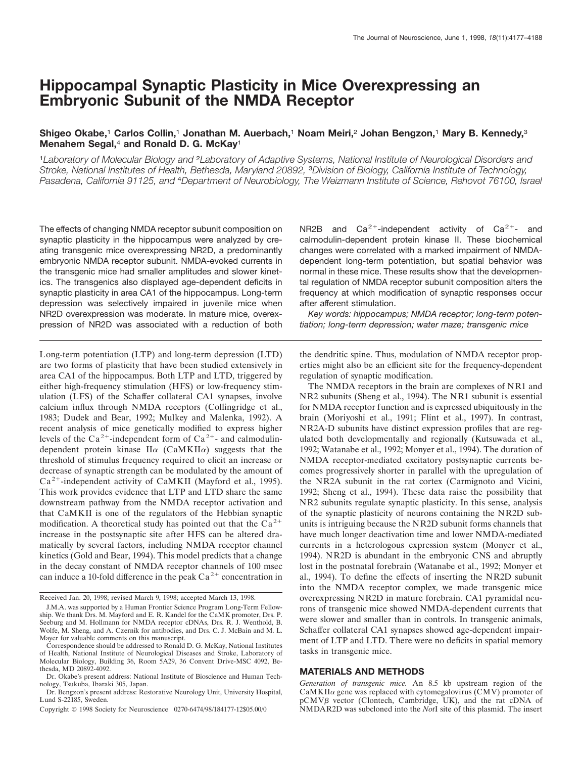# Hippocampal Synaptic Plasticity in Mice Overexpressing an Embryonic Subunit of the NMDA Receptor

**Shigeo Okabe,[1] Carlos Collin,[1] Jonathan M. Auerbach,[1] Noam Meiri,[2] Johan Bengzon,[1] Mary B. Kennedy,[3] Menahem Segal,[4] and Ronald D. G. McKay[1]**

[1]*Laboratory of Molecular Biology and* [2]*Laboratory of Adaptive Systems, National Institute of Neurological Disorders and Stroke, National Institutes of Health, Bethesda, Maryland 20892,* [3]*Division of Biology, California Institute of Technology, Pasadena, California 91125, and* [4]*Department of Neurobiology, The Weizmann Institute of Science, Rehovot 76100, Israel*

The effects of changing NMDA receptor subunit composition on synaptic plasticity in the hippocampus were analyzed by creating transgenic mice overexpressing NR2D, a predominantly embryonic NMDA receptor subunit. NMDA-evoked currents in the transgenic mice had smaller amplitudes and slower kinetics. The transgenics also displayed age-dependent deficits in synaptic plasticity in area CA1 of the hippocampus. Long-term depression was selectively impaired in juvenile mice when NR2D overexpression was moderate. In mature mice, overexpression of NR2D was associated with a reduction of both NR2B and $Ca^{2+}$-independent activity of $Ca^{2+}$- and calmodulin-dependent protein kinase II. These biochemical changes were correlated with a marked impairment of NMDA-dependent long-term potentiation, but spatial behavior was normal in these mice. These results show that the developmental regulation of NMDA receptor subunit composition alters the frequency at which modification of synaptic responses occur after afferent stimulation.

*Key words: hippocampus; NMDA receptor; long-term potentiation; long-term depression; water maze; transgenic mice*

Long-term potentiation (LTP) and long-term depression (LTD) are two forms of plasticity that have been studied extensively in area CA1 of the hippocampus. Both LTP and LTD, triggered by either high-frequency stimulation (HFS) or low-frequency stimulation (LFS) of the Schaffer collateral CA1 synapses, involve calcium influx through NMDA receptors (Collingridge et al., 1983; Dudek and Bear, 1992; Mulkey and Malenka, 1992). A recent analysis of mice genetically modified to express higher levels of the $Ca^{2+}$-independent form of $Ca^{2+}$- and calmodulin-dependent protein kinase IIα (CaMKIIα) suggests that the threshold of stimulus frequency required to elicit an increase or decrease of synaptic strength can be modulated by the amount of $Ca^{2+}$-independent activity of CaMKII (Mayford et al., 1995). This work provides evidence that LTP and LTD share the same downstream pathway from the NMDA receptor activation and that CaMKII is one of the regulators of the Hebbian synaptic modification. A theoretical study has pointed out that the $Ca^{2+}$ increase in the postsynaptic site after HFS can be altered dramatically by several factors, including NMDA receptor channel kinetics (Gold and Bear, 1994). This model predicts that a change in the decay constant of NMDA receptor channels of 100 msec can induce a 10-fold difference in the peak $Ca^{2+}$ concentration in the dendritic spine. Thus, modulation of NMDA receptor properties might also be an efficient site for the frequency-dependent regulation of synaptic modification.

The NMDA receptors in the brain are complexes of NR1 and NR2 subunits (Sheng et al., 1994). The NR1 subunit is essential for NMDA receptor function and is expressed ubiquitously in the brain (Moriyoshi et al., 1991; Flint et al., 1997). In contrast, NR2A-D subunits have distinct expression profiles that are regulated both developmentally and regionally (Kutsuwada et al., 1992; Watanabe et al., 1992; Monyer et al., 1994). The duration of NMDA receptor-mediated excitatory postsynaptic currents becomes progressively shorter in parallel with the upregulation of the NR2A subunit in the rat cortex (Carmignoto and Vicini, 1992; Sheng et al., 1994). These data raise the possibility that NR2 subunits regulate synaptic plasticity. In this sense, analysis of the synaptic plasticity of neurons containing the NR2D subunits is intriguing because the NR2D subunit forms channels that have much longer deactivation time and lower NMDA-mediated currents in a heterologous expression system (Monyer et al., 1994). NR2D is abundant in the embryonic CNS and abruptly lost in the postnatal forebrain (Watanabe et al., 1992; Monyer et al., 1994). To define the effects of inserting the NR2D subunit into the NMDA receptor complex, we made transgenic mice overexpressing NR2D in mature forebrain. CA1 pyramidal neurons of transgenic mice showed NMDA-dependent currents that were slower and smaller than in controls. In transgenic animals, Schaffer collateral CA1 synapses showed age-dependent impairment of LTP and LTD. There were no deficits in spatial memory tasks in transgenic mice.

## MATERIALS AND METHODS

*Generation of transgenic mice.* An 8.5 kb upstream region of the CaMKIIα gene was replaced with cytomegalovirus (CMV) promoter of pCMVβ vector (Clontech, Cambridge, UK), and the rat cDNA of NMDAR2D was subcloned into the *Not*I site of this plasmid. The insert

Received Jan. 20, 1998; revised March 9, 1998; accepted March 13, 1998.

J.M.A. was supported by a Human Frontier Science Program Long-Term Fellowship. We thank Drs. M. Mayford and E. R. Kandel for the CaMK promoter, Drs. P. Seeburg and M. Hollmann for NMDA receptor cDNAs, Drs. R. J. Wenthold, B. Wolfe, M. Sheng, and A. Czernik for antibodies, and Drs. C. J. McBain and M. L. Mayer for valuable comments on this manuscript.

Correspondence should be addressed to Ronald D. G. McKay, National Institutes of Health, National Institute of Neurological Diseases and Stroke, Laboratory of Molecular Biology, Building 36, Room 5A29, 36 Convent Drive-MSC 4092, Bethesda, MD 20892-4092.

Dr. Okabe's present address: National Institute of Bioscience and Human Technology, Tsukuba, Ibaraki 305, Japan.

Dr. Bengzon's present address: Restorative Neurology Unit, University Hospital, Lund S-22185, Sweden.

Copyright © 1998 Society for Neuroscience 0270-6474/98/184177-12$05.00/0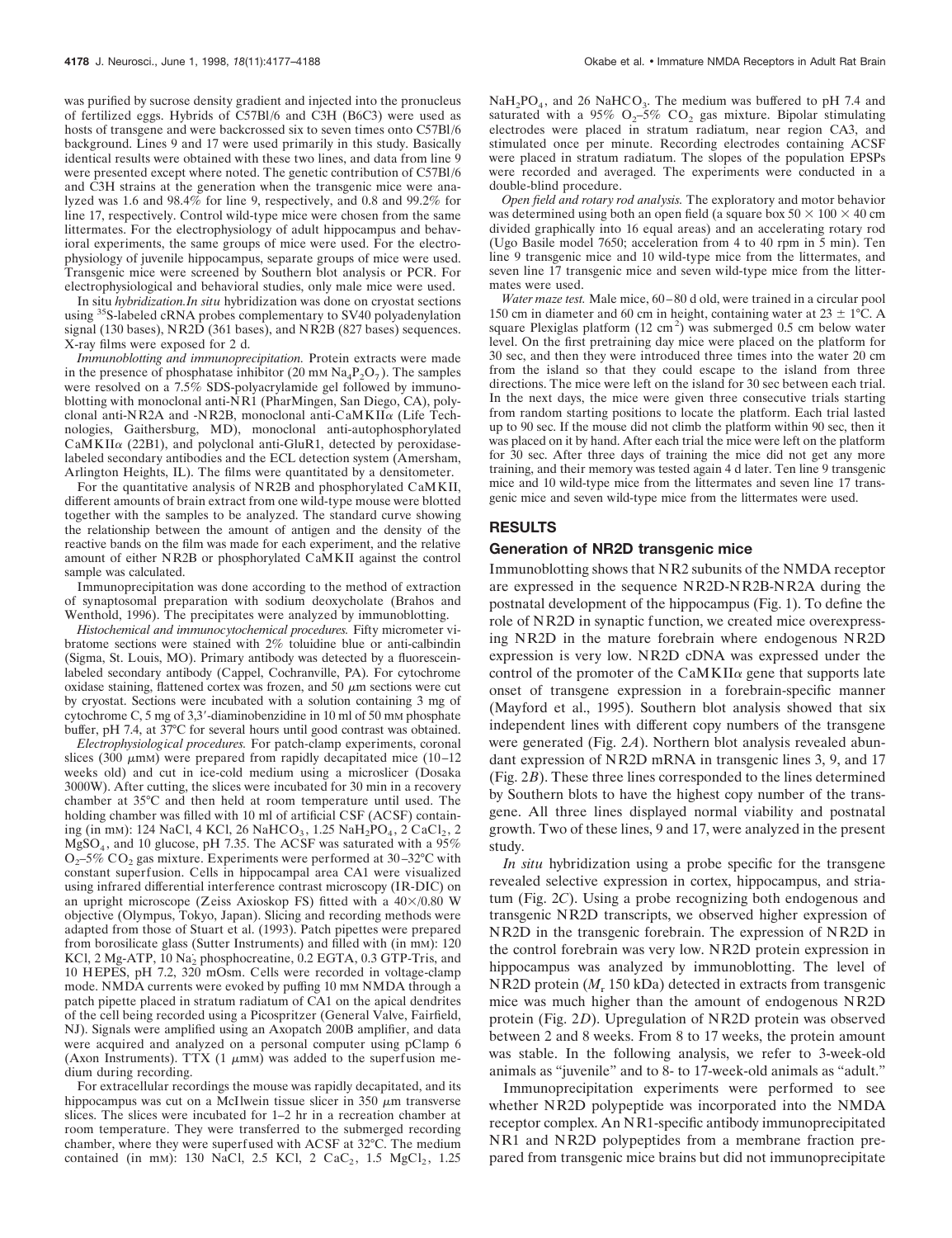was purified by sucrose density gradient and injected into the pronucleus of fertilized eggs. Hybrids of C57Bl/6 and C3H (B6C3) were used as hosts of transgene and were backcrossed six to seven times onto C57Bl/6 background. Lines 9 and 17 were used primarily in this study. Basically identical results were obtained with these two lines, and data from line 9 were presented except where noted. The genetic contribution of C57Bl/6 and C3H strains at the generation when the transgenic mice were analyzed was 1.6 and 98.4% for line 9, respectively, and 0.8 and 99.2% for line 17, respectively. Control wild-type mice were chosen from the same littermates. For the electrophysiology of adult hippocampus and behavioral experiments, the same groups of mice were used. For the electrophysiology of juvenile hippocampus, separate groups of mice were used. Transgenic mice were screened by Southern blot analysis or PCR. For electrophysiological and behavioral studies, only male mice were used.

*In situ hybridization.* *In situ* hybridization was done on cryostat sections using $^{35}$S-labeled cRNA probes complementary to SV40 polyadenylation signal (130 bases), NR2D (361 bases), and NR2B (827 bases) sequences. X-ray films were exposed for 2 d.

*Immunoblotting and immunoprecipitation.* Protein extracts were made in the presence of phosphatase inhibitor (20 mM $Na_4P_2O_7$). The samples were resolved on a 7.5% SDS-polyacrylamide gel followed by immunoblotting with monoclonal anti-NR1 (PharMingen, San Diego, CA), polyclonal anti-NR2A and -NR2B, monoclonal anti-CaMKIIα (Life Technologies, Gaithersburg, MD), monoclonal anti-autophosphorylated CaMKIIα (22B1), and polyclonal anti-GluR1, detected by peroxidase-labeled secondary antibodies and the ECL detection system (Amersham, Arlington Heights, IL). The films were quantitated by a densitometer.

For the quantitative analysis of NR2B and phosphorylated CaMKII, different amounts of brain extract from one wild-type mouse were blotted together with the samples to be analyzed. The standard curve showing the relationship between the amount of antigen and the density of the reactive bands on the film was made for each experiment, and the relative amount of either NR2B or phosphorylated CaMKII against the control sample was calculated.

Immunoprecipitation was done according to the method of extraction of synaptosomal preparation with sodium deoxycholate (Brahos and Wenthold, 1996). The precipitates were analyzed by immunoblotting.

*Histochemical and immunocytochemical procedures.* Fifty micrometer vibratome sections were stained with 2% toluidine blue or anti-calbindin (Sigma, St. Louis, MO). Primary antibody was detected by a fluorescein-labeled secondary antibody (Cappel, Cochranville, PA). For cytochrome oxidase staining, flattened cortex was frozen, and 50 μm sections were cut by cryostat. Sections were incubated with a solution containing 3 mg of cytochrome C, 5 mg of 3,3′-diaminobenzidine in 10 ml of 50 mM phosphate buffer, pH 7.4, at 37°C for several hours until good contrast was obtained.

*Electrophysiological procedures.* For patch-clamp experiments, coronal slices (300 μmM) were prepared from rapidly decapitated mice (10–12 weeks old) and cut in ice-cold medium using a microslicer (Dosaka 3000W). After cutting, the slices were incubated for 30 min in a recovery chamber at 35°C and then held at room temperature until used. The holding chamber was filled with 10 ml of artificial CSF (ACSF) containing (in mM): 124 NaCl, 4 KCl, 26 $NaHCO_3$, 1.25 $NaH_2PO_4$, 2 $CaCl_2$, 2 $MgSO_4$, and 10 glucose, pH 7.35. The ACSF was saturated with a 95% $O_2$–5% $CO_2$ gas mixture. Experiments were performed at 30–32°C with constant superfusion. Cells in hippocampal area CA1 were visualized using infrared differential interference contrast microscopy (IR-DIC) on an upright microscope (Zeiss Axioskop FS) fitted with a 40×/0.80 W objective (Olympus, Tokyo, Japan). Slicing and recording methods were adapted from those of Stuart et al. (1993). Patch pipettes were prepared from borosilicate glass (Sutter Instruments) and filled with (in mM): 120 KCl, 2 Mg-ATP, 10 $Na_2'$ phosphocreatine, 0.2 EGTA, 0.3 GTP-Tris, and 10 HEPES, pH 7.2, 320 mOsm. Cells were recorded in voltage-clamp mode. NMDA currents were evoked by puffing 10 mM NMDA through a patch pipette placed in stratum radiatum of CA1 on the apical dendrites of the cell being recorded using a Picospritzer (General Valve, Fairfield, NJ). Signals were amplified using an Axopatch 200B amplifier, and data were acquired and analyzed on a personal computer using pClamp 6 (Axon Instruments). TTX (1 μmM) was added to the superfusion medium during recording.

For extracellular recordings the mouse was rapidly decapitated, and its hippocampus was cut on a McIlwein tissue slicer in 350 μm transverse slices. The slices were incubated for 1–2 hr in a recreation chamber at room temperature. They were transferred to the submerged recording chamber, where they were superfused with ACSF at 32°C. The medium contained (in mM): 130 NaCl, 2.5 KCl, 2 $CaC_2$, 1.5 $MgCl_2$, 1.25 $NaH_2PO_4$, and 26 $NaHCO_3$. The medium was buffered to pH 7.4 and saturated with a 95% $O_2$–5% $CO_2$ gas mixture. Bipolar stimulating electrodes were placed in stratum radiatum, near region CA3, and stimulated once per minute. Recording electrodes containing ACSF were placed in stratum radiatum. The slopes of the population EPSPs were recorded and averaged. The experiments were conducted in a double-blind procedure.

*Open field and rotary rod analysis.* The exploratory and motor behavior was determined using both an open field (a square box 50 × 100 × 40 cm divided graphically into 16 equal areas) and an accelerating rotary rod (Ugo Basile model 7650; acceleration from 4 to 40 rpm in 5 min). Ten line 9 transgenic mice and 10 wild-type mice from the littermates, and seven line 17 transgenic mice and seven wild-type mice from the littermates were used.

*Water maze test.* Male mice, 60–80 d old, were trained in a circular pool 150 cm in diameter and 60 cm in height, containing water at 23 ± 1°C. A square Plexiglas platform (12 $cm^2$) was submerged 0.5 cm below water level. On the first pretraining day mice were placed on the platform for 30 sec, and then they were introduced three times into the water 20 cm from the island so that they could escape to the island from three directions. The mice were left on the island for 30 sec between each trial. In the next days, the mice were given three consecutive trials starting from random starting positions to locate the platform. Each trial lasted up to 90 sec. If the mouse did not climb the platform within 90 sec, then it was placed on it by hand. After each trial the mice were left on the platform for 30 sec. After three days of training the mice did not get any more training, and their memory was tested again 4 d later. Ten line 9 transgenic mice and 10 wild-type mice from the littermates and seven line 17 transgenic mice and seven wild-type mice from the littermates were used.

## RESULTS

### Generation of NR2D transgenic mice

Immunoblotting shows that NR2 subunits of the NMDA receptor are expressed in the sequence NR2D-NR2B-NR2A during the postnatal development of the hippocampus (Fig. 1). To define the role of NR2D in synaptic function, we created mice overexpressing NR2D in the mature forebrain where endogenous NR2D expression is very low. NR2D cDNA was expressed under the control of the promoter of the CaMKIIα gene that supports late onset of transgene expression in a forebrain-specific manner (Mayford et al., 1995). Southern blot analysis showed that six independent lines with different copy numbers of the transgene were generated (Fig. 2*A*). Northern blot analysis revealed abundant expression of NR2D mRNA in transgenic lines 3, 9, and 17 (Fig. 2*B*). These three lines corresponded to the lines determined by Southern blots to have the highest copy number of the transgene. All three lines displayed normal viability and postnatal growth. Two of these lines, 9 and 17, were analyzed in the present study.

*In situ* hybridization using a probe specific for the transgene revealed selective expression in cortex, hippocampus, and striatum (Fig. 2*C*). Using a probe recognizing both endogenous and transgenic NR2D transcripts, we observed higher expression of NR2D in the transgenic forebrain. The expression of NR2D in the control forebrain was very low. NR2D protein expression in hippocampus was analyzed by immunoblotting. The level of NR2D protein ($M_r$ 150 kDa) detected in extracts from transgenic mice was much higher than the amount of endogenous NR2D protein (Fig. 2*D*). Upregulation of NR2D protein was observed between 2 and 8 weeks. From 8 to 17 weeks, the protein amount was stable. In the following analysis, we refer to 3-week-old animals as "juvenile" and to 8- to 17-week-old animals as "adult."

Immunoprecipitation experiments were performed to see whether NR2D polypeptide was incorporated into the NMDA receptor complex. An NR1-specific antibody immunoprecipitated NR1 and NR2D polypeptides from a membrane fraction prepared from transgenic mice brains but did not immunoprecipitate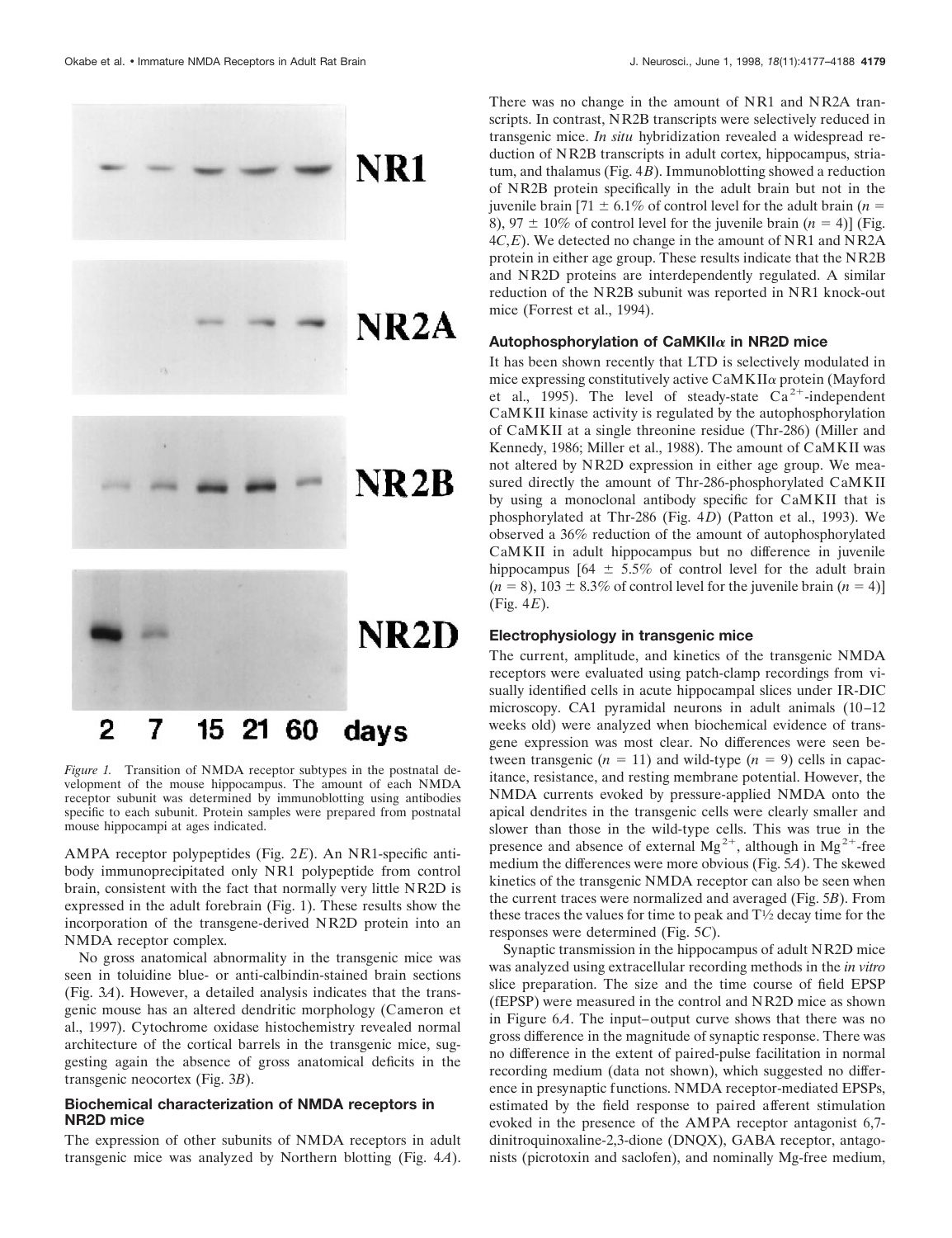*Figure 1.* Transition of NMDA receptor subtypes in the postnatal development of the mouse hippocampus. The amount of each NMDA receptor subunit was determined by immunoblotting using antibodies specific to each subunit. Protein samples were prepared from postnatal mouse hippocampi at ages indicated.

AMPA receptor polypeptides (Fig. 2*E*). An NR1-specific antibody immunoprecipitated only NR1 polypeptide from control brain, consistent with the fact that normally very little NR2D is expressed in the adult forebrain (Fig. 1). These results show the incorporation of the transgene-derived NR2D protein into an NMDA receptor complex.

No gross anatomical abnormality in the transgenic mice was seen in toluidine blue- or anti-calbindin-stained brain sections (Fig. 3*A*). However, a detailed analysis indicates that the transgenic mouse has an altered dendritic morphology (Cameron et al., 1997). Cytochrome oxidase histochemistry revealed normal architecture of the cortical barrels in the transgenic mice, suggesting again the absence of gross anatomical deficits in the transgenic neocortex (Fig. 3*B*).

### Biochemical characterization of NMDA receptors in NR2D mice

The expression of other subunits of NMDA receptors in adult transgenic mice was analyzed by Northern blotting (Fig. 4*A*). There was no change in the amount of NR1 and NR2A transcripts. In contrast, NR2B transcripts were selectively reduced in transgenic mice. *In situ* hybridization revealed a widespread reduction of NR2B transcripts in adult cortex, hippocampus, striatum, and thalamus (Fig. 4*B*). Immunoblotting showed a reduction of NR2B protein specifically in the adult brain but not in the juvenile brain [$71 \pm 6.1\%$ of control level for the adult brain ($n = 8$), $97 \pm 10\%$ of control level for the juvenile brain ($n = 4$)] (Fig. 4*C*,*E*). We detected no change in the amount of NR1 and NR2A protein in either age group. These results indicate that the NR2B and NR2D proteins are interdependently regulated. A similar reduction of the NR2B subunit was reported in NR1 knock-out mice (Forrest et al., 1994).

### Autophosphorylation of CaMKIIα in NR2D mice

It has been shown recently that LTD is selectively modulated in mice expressing constitutively active CaMKIIα protein (Mayford et al., 1995). The level of steady-state $Ca^{2+}$-independent CaMKII kinase activity is regulated by the autophosphorylation of CaMKII at a single threonine residue (Thr-286) (Miller and Kennedy, 1986; Miller et al., 1988). The amount of CaMKII was not altered by NR2D expression in either age group. We measured directly the amount of Thr-286-phosphorylated CaMKII by using a monoclonal antibody specific for CaMKII that is phosphorylated at Thr-286 (Fig. 4*D*) (Patton et al., 1993). We observed a 36% reduction of the amount of autophosphorylated CaMKII in adult hippocampus but no difference in juvenile hippocampus [$64 \pm 5.5\%$ of control level for the adult brain ($n = 8$), $103 \pm 8.3\%$ of control level for the juvenile brain ($n = 4$)] (Fig. 4*E*).

### Electrophysiology in transgenic mice

The current, amplitude, and kinetics of the transgenic NMDA receptors were evaluated using patch-clamp recordings from visually identified cells in acute hippocampal slices under IR-DIC microscopy. CA1 pyramidal neurons in adult animals (10–12 weeks old) were analyzed when biochemical evidence of transgene expression was most clear. No differences were seen between transgenic ($n = 11$) and wild-type ($n = 9$) cells in capacitance, resistance, and resting membrane potential. However, the NMDA currents evoked by pressure-applied NMDA onto the apical dendrites in the transgenic cells were clearly smaller and slower than those in the wild-type cells. This was true in the presence and absence of external $Mg^{2+}$, although in $Mg^{2+}$-free medium the differences were more obvious (Fig. 5*A*). The skewed kinetics of the transgenic NMDA receptor can also be seen when the current traces were normalized and averaged (Fig. 5*B*). From these traces the values for time to peak and $T\frac{1}{2}$ decay time for the responses were determined (Fig. 5*C*).

Synaptic transmission in the hippocampus of adult NR2D mice was analyzed using extracellular recording methods in the *in vitro* slice preparation. The size and the time course of field EPSP (fEPSP) were measured in the control and NR2D mice as shown in Figure 6*A*. The input–output curve shows that there was no gross difference in the magnitude of synaptic response. There was no difference in the extent of paired-pulse facilitation in normal recording medium (data not shown), which suggested no difference in presynaptic functions. NMDA receptor-mediated EPSPs, estimated by the field response to paired afferent stimulation evoked in the presence of the AMPA receptor antagonist 6,7-dinitroquinoxaline-2,3-dione (DNQX), GABA receptor, antagonists (picrotoxin and saclofen), and nominally Mg-free medium,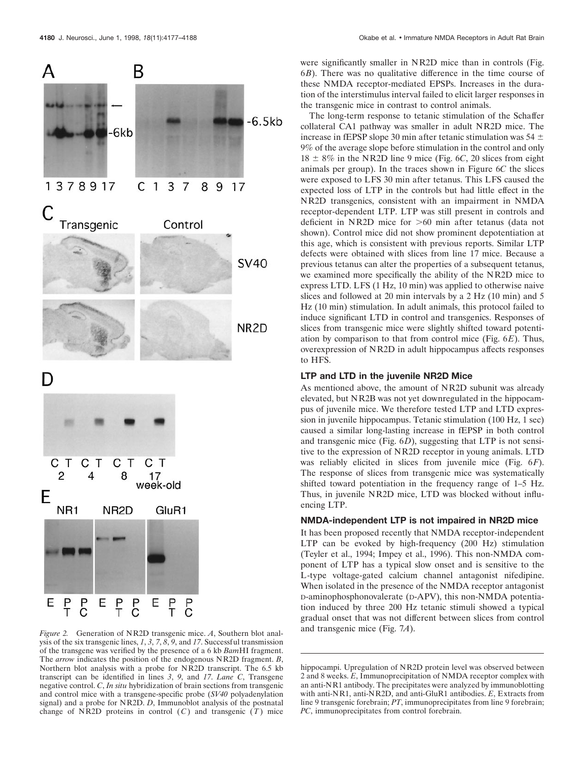*Figure 2.* Generation of NR2D transgenic mice. *A*, Southern blot analysis of the six transgenic lines, *1*, *3*, *7*, *8*, *9*, and *17*. Successful transmission of the transgene was verified by the presence of a 6 kb *Bam*HI fragment. The *arrow* indicates the position of the endogenous NR2D fragment. *B*, Northern blot analysis with a probe for NR2D transcript. The 6.5 kb transcript can be identified in lines *3*, *9*, and *17*. *Lane C*, Transgene negative control. *C*, *In situ* hybridization of brain sections from transgenic and control mice with a transgene-specific probe (*SV40* polyadenylation signal) and a probe for NR2D. *D*, Immunoblot analysis of the postnatal change of NR2D proteins in control (*C*) and transgenic (*T*) mice hippocampi. Upregulation of NR2D protein level was observed between 2 and 8 weeks. *E*, Immunoprecipitation of NMDA receptor complex with an anti-NR1 antibody. The precipitates were analyzed by immunoblotting with anti-NR1, anti-NR2D, and anti-GluR1 antibodies. *E*, Extracts from line 9 transgenic forebrain; *PT*, immunoprecipitates from line 9 forebrain; *PC*, immunoprecipitates from control forebrain.

were significantly smaller in NR2D mice than in controls (Fig. 6*B*). There was no qualitative difference in the time course of these NMDA receptor-mediated EPSPs. Increases in the duration of the interstimulus interval failed to elicit larger responses in the transgenic mice in contrast to control animals.

The long-term response to tetanic stimulation of the Schaffer collateral CA1 pathway was smaller in adult NR2D mice. The increase in fEPSP slope 30 min after tetanic stimulation was 54 ± 9% of the average slope before stimulation in the control and only 18 ± 8% in the NR2D line 9 mice (Fig. 6*C*, 20 slices from eight animals per group). In the traces shown in Figure 6*C* the slices were exposed to LFS 30 min after tetanus. This LFS caused the expected loss of LTP in the controls but had little effect in the NR2D transgenics, consistent with an impairment in NMDA receptor-dependent LTP. LTP was still present in controls and deficient in NR2D mice for >60 min after tetanus (data not shown). Control mice did not show prominent depotentiation at this age, which is consistent with previous reports. Similar LTP defects were obtained with slices from line 17 mice. Because a previous tetanus can alter the properties of a subsequent tetanus, we examined more specifically the ability of the NR2D mice to express LTD. LFS (1 Hz, 10 min) was applied to otherwise naive slices and followed at 20 min intervals by a 2 Hz (10 min) and 5 Hz (10 min) stimulation. In adult animals, this protocol failed to induce significant LTD in control and transgenics. Responses of slices from transgenic mice were slightly shifted toward potentiation by comparison to that from control mice (Fig. 6*E*). Thus, overexpression of NR2D in adult hippocampus affects responses to HFS.

### LTP and LTD in the juvenile NR2D Mice

As mentioned above, the amount of NR2D subunit was already elevated, but NR2B was not yet downregulated in the hippocampus of juvenile mice. We therefore tested LTP and LTD expression in juvenile hippocampus. Tetanic stimulation (100 Hz, 1 sec) caused a similar long-lasting increase in fEPSP in both control and transgenic mice (Fig. 6*D*), suggesting that LTP is not sensitive to the expression of NR2D receptor in young animals. LTD was reliably elicited in slices from juvenile mice (Fig. 6*F*). The response of slices from transgenic mice was systematically shifted toward potentiation in the frequency range of 1–5 Hz. Thus, in juvenile NR2D mice, LTD was blocked without influencing LTP.

### NMDA-independent LTP is not impaired in NR2D mice

It has been proposed recently that NMDA receptor-independent LTP can be evoked by high-frequency (200 Hz) stimulation (Teyler et al., 1994; Impey et al., 1996). This non-NMDA component of LTP has a typical slow onset and is sensitive to the L-type voltage-gated calcium channel antagonist nifedipine. When isolated in the presence of the NMDA receptor antagonist D-aminophosphonovalerate (D-APV), this non-NMDA potentiation induced by three 200 Hz tetanic stimuli showed a typical gradual onset that was not different between slices from control and transgenic mice (Fig. 7*A*).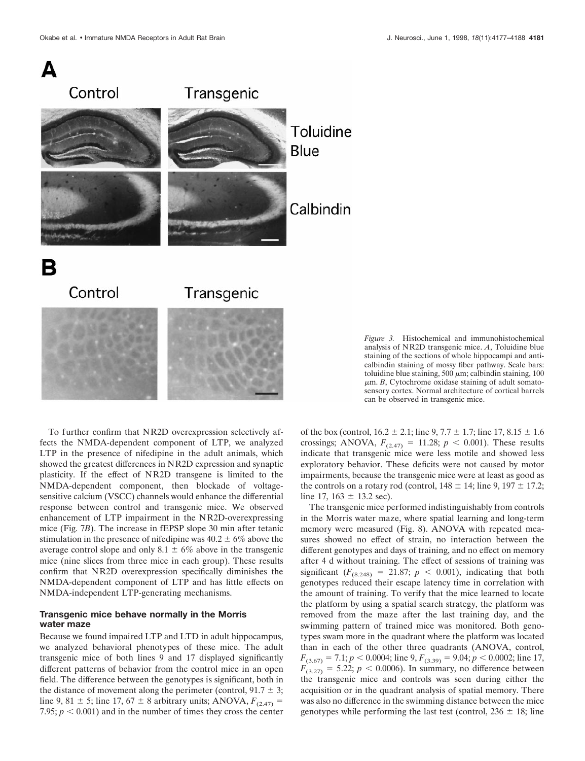*Figure 3.* Histochemical and immunohistochemical analysis of NR2D transgenic mice. *A*, Toluidine blue staining of the sections of whole hippocampi and anti-calbindin staining of mossy fiber pathway. Scale bars: toluidine blue staining, 500 $\mu$m; calbindin staining, 100 $\mu$m. *B*, Cytochrome oxidase staining of adult somatosensory cortex. Normal architecture of cortical barrels can be observed in transgenic mice.

To further confirm that NR2D overexpression selectively affects the NMDA-dependent component of LTP, we analyzed LTP in the presence of nifedipine in the adult animals, which showed the greatest differences in NR2D expression and synaptic plasticity. If the effect of NR2D transgene is limited to the NMDA-dependent component, then blockade of voltage-sensitive calcium (VSCC) channels would enhance the differential response between control and transgenic mice. We observed enhancement of LTP impairment in the NR2D-overexpressing mice (Fig. 7*B*). The increase in fEPSP slope 30 min after tetanic stimulation in the presence of nifedipine was 40.2 ± 6% above the average control slope and only 8.1 ± 6% above in the transgenic mice (nine slices from three mice in each group). These results confirm that NR2D overexpression specifically diminishes the NMDA-dependent component of LTP and has little effects on NMDA-independent LTP-generating mechanisms.

### Transgenic mice behave normally in the Morris water maze

Because we found impaired LTP and LTD in adult hippocampus, we analyzed behavioral phenotypes of these mice. The adult transgenic mice of both lines 9 and 17 displayed significantly different patterns of behavior from the control mice in an open field. The difference between the genotypes is significant, both in the distance of movement along the perimeter (control, 91.7 ± 3; line 9, 81 ± 5; line 17, 67 ± 8 arbitrary units; ANOVA, $F_{(2,47)} = 7.95$; $p < 0.001$) and in the number of times they cross the center of the box (control, 16.2 ± 2.1; line 9, 7.7 ± 1.7; line 17, 8.15 ± 1.6 crossings; ANOVA, $F_{(2,47)} = 11.28$; $p < 0.001$). These results indicate that transgenic mice were less motile and showed less exploratory behavior. These deficits were not caused by motor impairments, because the transgenic mice were at least as good as the controls on a rotary rod (control, 148 ± 14; line 9, 197 ± 17.2; line 17, 163 ± 13.2 sec).

The transgenic mice performed indistinguishably from controls in the Morris water maze, where spatial learning and long-term memory were measured (Fig. 8). ANOVA with repeated measures showed no effect of strain, no interaction between the different genotypes and days of training, and no effect on memory after 4 d without training. The effect of sessions of training was significant ($F_{(8,248)} = 21.87$; $p < 0.001$), indicating that both genotypes reduced their escape latency time in correlation with the amount of training. To verify that the mice learned to locate the platform by using a spatial search strategy, the platform was removed from the maze after the last training day, and the swimming pattern of trained mice was monitored. Both genotypes swam more in the quadrant where the platform was located than in each of the other three quadrants (ANOVA, control, $F_{(3,67)} = 7.1$; $p < 0.0004$; line 9, $F_{(3,39)} = 9.04$; $p < 0.0002$; line 17, $F_{(3,27)} = 5.22$; $p < 0.0006$). In summary, no difference between the transgenic mice and controls was seen during either the acquisition or in the quadrant analysis of spatial memory. There was also no difference in the swimming distance between the mice genotypes while performing the last test (control, 236 ± 18; line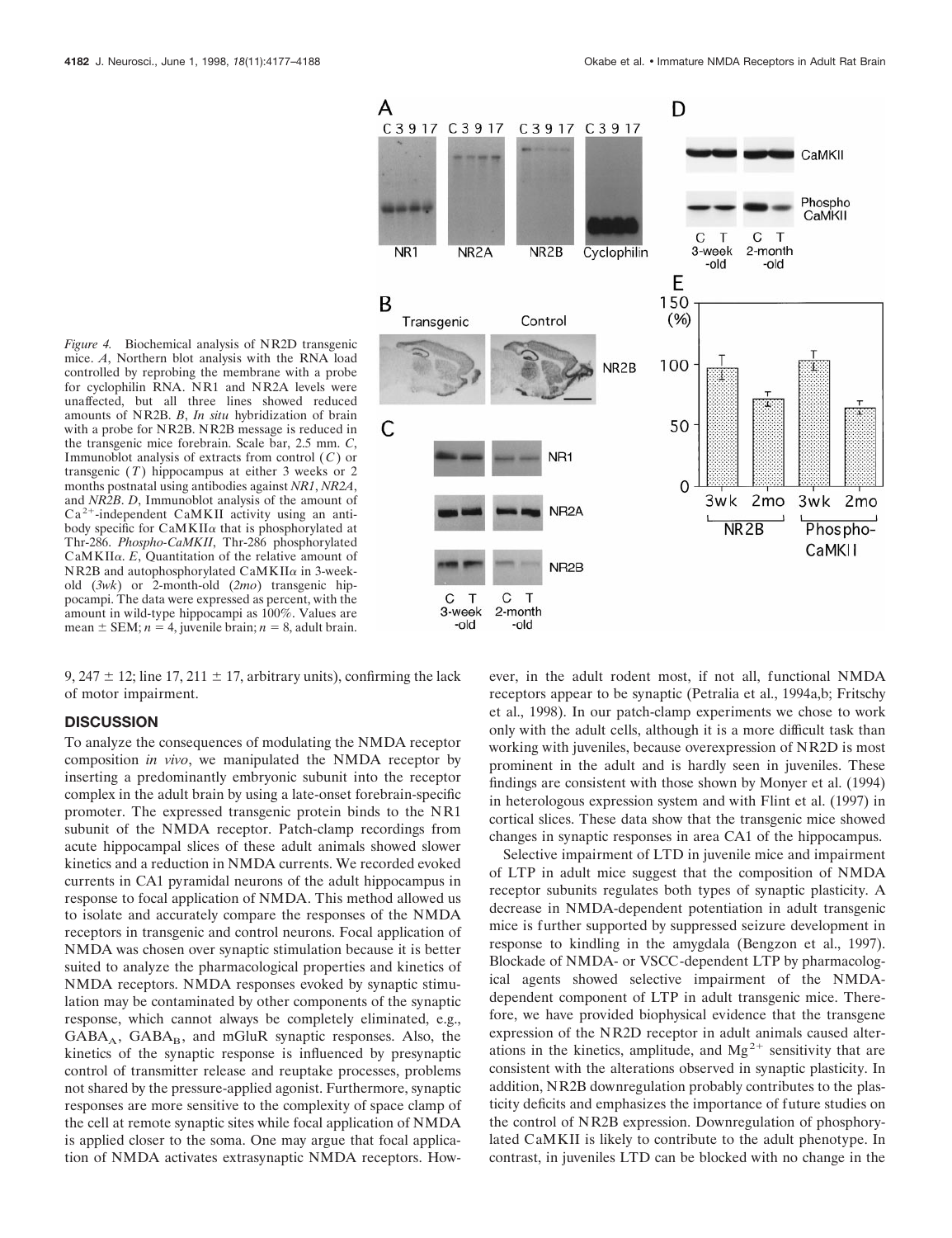*Figure 4.* Biochemical analysis of NR2D transgenic mice. *A*, Northern blot analysis with the RNA load controlled by reprobing the membrane with a probe for cyclophilin RNA. NR1 and NR2A levels were unaffected, but all three lines showed reduced amounts of NR2B. *B*, *In situ* hybridization of brain with a probe for NR2B. NR2B message is reduced in the transgenic mice forebrain. Scale bar, 2.5 mm. *C*, Immunoblot analysis of extracts from control (*C*) or transgenic (*T*) hippocampus at either 3 weeks or 2 months postnatal using antibodies against *NR1*, *NR2A*, and *NR2B*. *D*, Immunoblot analysis of the amount of $Ca^{2+}$-independent CaMKII activity using an antibody specific for CaMKII$\alpha$ that is phosphorylated at Thr-286. *Phospho-CaMKII*, Thr-286 phosphorylated CaMKII$\alpha$. *E*, Quantitation of the relative amount of NR2B and autophosphorylated CaMKII$\alpha$ in 3-week-old (*3wk*) or 2-month-old (*2mo*) transgenic hippocampi. The data were expressed as percent, with the amount in wild-type hippocampi as 100%. Values are mean ± SEM; $n = 4$, juvenile brain; $n = 8$, adult brain.

9, 247 ± 12; line 17, 211 ± 17, arbitrary units), confirming the lack of motor impairment.

## DISCUSSION

To analyze the consequences of modulating the NMDA receptor composition *in vivo*, we manipulated the NMDA receptor by inserting a predominantly embryonic subunit into the receptor complex in the adult brain by using a late-onset forebrain-specific promoter. The expressed transgenic protein binds to the NR1 subunit of the NMDA receptor. Patch-clamp recordings from acute hippocampal slices of these adult animals showed slower kinetics and a reduction in NMDA currents. We recorded evoked currents in CA1 pyramidal neurons of the adult hippocampus in response to focal application of NMDA. This method allowed us to isolate and accurately compare the responses of the NMDA receptors in transgenic and control neurons. Focal application of NMDA was chosen over synaptic stimulation because it is better suited to analyze the pharmacological properties and kinetics of NMDA receptors. NMDA responses evoked by synaptic stimulation may be contaminated by other components of the synaptic response, which cannot always be completely eliminated, e.g., $GABA_A$, $GABA_B$, and mGluR synaptic responses. Also, the kinetics of the synaptic response is influenced by presynaptic control of transmitter release and reuptake processes, problems not shared by the pressure-applied agonist. Furthermore, synaptic responses are more sensitive to the complexity of space clamp of the cell at remote synaptic sites while focal application of NMDA is applied closer to the soma. One may argue that focal application of NMDA activates extrasynaptic NMDA receptors. However, in the adult rodent most, if not all, functional NMDA receptors appear to be synaptic (Petralia et al., 1994a,b; Fritschy et al., 1998). In our patch-clamp experiments we chose to work only with the adult cells, although it is a more difficult task than working with juveniles, because overexpression of NR2D is most prominent in the adult and is hardly seen in juveniles. These findings are consistent with those shown by Monyer et al. (1994) in heterologous expression system and with Flint et al. (1997) in cortical slices. These data show that the transgenic mice showed changes in synaptic responses in area CA1 of the hippocampus.

Selective impairment of LTD in juvenile mice and impairment of LTP in adult mice suggest that the composition of NMDA receptor subunits regulates both types of synaptic plasticity. A decrease in NMDA-dependent potentiation in adult transgenic mice is further supported by suppressed seizure development in response to kindling in the amygdala (Bengzon et al., 1997). Blockade of NMDA- or VSCC-dependent LTP by pharmacological agents showed selective impairment of the NMDA-dependent component of LTP in adult transgenic mice. Therefore, we have provided biophysical evidence that the transgene expression of the NR2D receptor in adult animals caused alterations in the kinetics, amplitude, and $Mg^{2+}$ sensitivity that are consistent with the alterations observed in synaptic plasticity. In addition, NR2B downregulation probably contributes to the plasticity deficits and emphasizes the importance of future studies on the control of NR2B expression. Downregulation of phosphorylated CaMKII is likely to contribute to the adult phenotype. In contrast, in juveniles LTD can be blocked with no change in the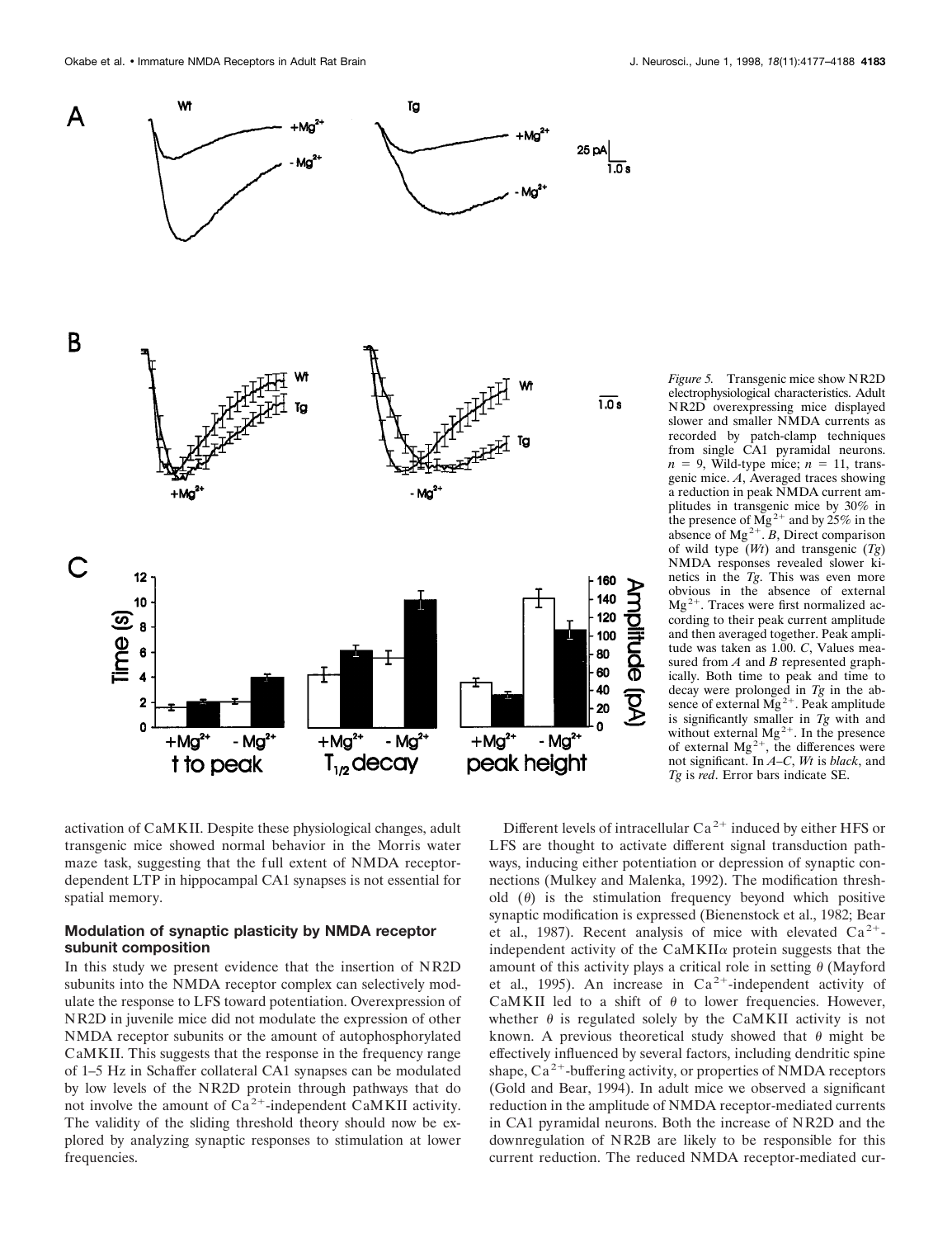*Figure 5.* Transgenic mice show NR2D electrophysiological characteristics. Adult NR2D overexpressing mice displayed slower and smaller NMDA currents as recorded by patch-clamp techniques from single CA1 pyramidal neurons. $n = 9$, Wild-type mice; $n = 11$, transgenic mice. *A*, Averaged traces showing a reduction in peak NMDA current amplitudes in transgenic mice by 30% in the presence of $Mg^{2+}$ and by 25% in the absence of $Mg^{2+}$. *B*, Direct comparison of wild type (*Wt*) and transgenic (*Tg*) NMDA responses revealed slower kinetics in the *Tg*. This was even more obvious in the absence of external $Mg^{2+}$. Traces were first normalized according to their peak current amplitude and then averaged together. Peak amplitude was taken as 1.00. *C*, Values measured from *A* and *B* represented graphically. Both time to peak and time to decay were prolonged in *Tg* in the absence of external $Mg^{2+}$. Peak amplitude is significantly smaller in *Tg* with and without external $Mg^{2+}$. In the presence of external $Mg^{2+}$, the differences were not significant. In *A–C*, *Wt* is *black*, and *Tg* is *red*. Error bars indicate SE.

activation of CaMKII. Despite these physiological changes, adult transgenic mice showed normal behavior in the Morris water maze task, suggesting that the full extent of NMDA receptor-dependent LTP in hippocampal CA1 synapses is not essential for spatial memory.

### Modulation of synaptic plasticity by NMDA receptor subunit composition

In this study we present evidence that the insertion of NR2D subunits into the NMDA receptor complex can selectively modulate the response to LFS toward potentiation. Overexpression of NR2D in juvenile mice did not modulate the expression of other NMDA receptor subunits or the amount of autophosphorylated CaMKII. This suggests that the response in the frequency range of 1–5 Hz in Schaffer collateral CA1 synapses can be modulated by low levels of the NR2D protein through pathways that do not involve the amount of $Ca^{2+}$-independent CaMKII activity. The validity of the sliding threshold theory should now be explored by analyzing synaptic responses to stimulation at lower frequencies.

Different levels of intracellular $Ca^{2+}$ induced by either HFS or LFS are thought to activate different signal transduction pathways, inducing either potentiation or depression of synaptic connections (Mulkey and Malenka, 1992). The modification threshold ($\theta$) is the stimulation frequency beyond which positive synaptic modification is expressed (Bienenstock et al., 1982; Bear et al., 1987). Recent analysis of mice with elevated $Ca^{2+}$-independent activity of the CaMKII$\alpha$ protein suggests that the amount of this activity plays a critical role in setting $\theta$ (Mayford et al., 1995). An increase in $Ca^{2+}$-independent activity of CaMKII led to a shift of $\theta$ to lower frequencies. However, whether $\theta$ is regulated solely by the CaMKII activity is not known. A previous theoretical study showed that $\theta$ might be effectively influenced by several factors, including dendritic spine shape, $Ca^{2+}$-buffering activity, or properties of NMDA receptors (Gold and Bear, 1994). In adult mice we observed a significant reduction in the amplitude of NMDA receptor-mediated currents in CA1 pyramidal neurons. Both the increase of NR2D and the downregulation of NR2B are likely to be responsible for this current reduction. The reduced NMDA receptor-mediated cur-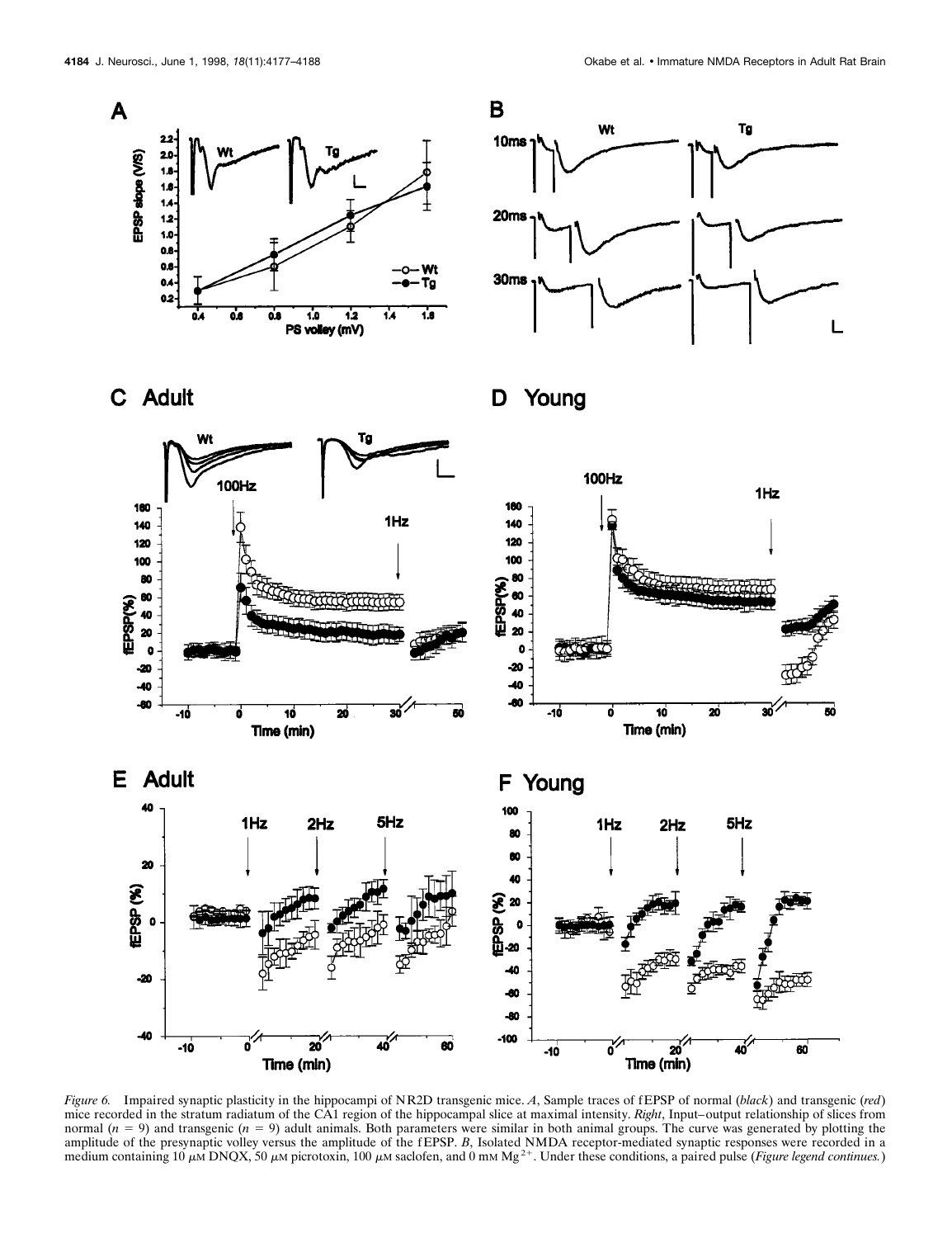*Figure 6.* Impaired synaptic plasticity in the hippocampi of NR2D transgenic mice. *A*, Sample traces of fEPSP of normal (*black*) and transgenic (*red*) mice recorded in the stratum radiatum of the CA1 region of the hippocampal slice at maximal intensity. *Right*, Input–output relationship of slices from normal ($n = 9$) and transgenic ($n = 9$) adult animals. Both parameters were similar in both animal groups. The curve was generated by plotting the amplitude of the presynaptic volley versus the amplitude of the fEPSP. *B*, Isolated NMDA receptor-mediated synaptic responses were recorded in a medium containing 10 $\mu$M DNQX, 50 $\mu$M picrotoxin, 100 $\mu$M saclofen, and 0 mM $Mg^{2+}$. Under these conditions, a paired pulse (*Figure legend continues.*)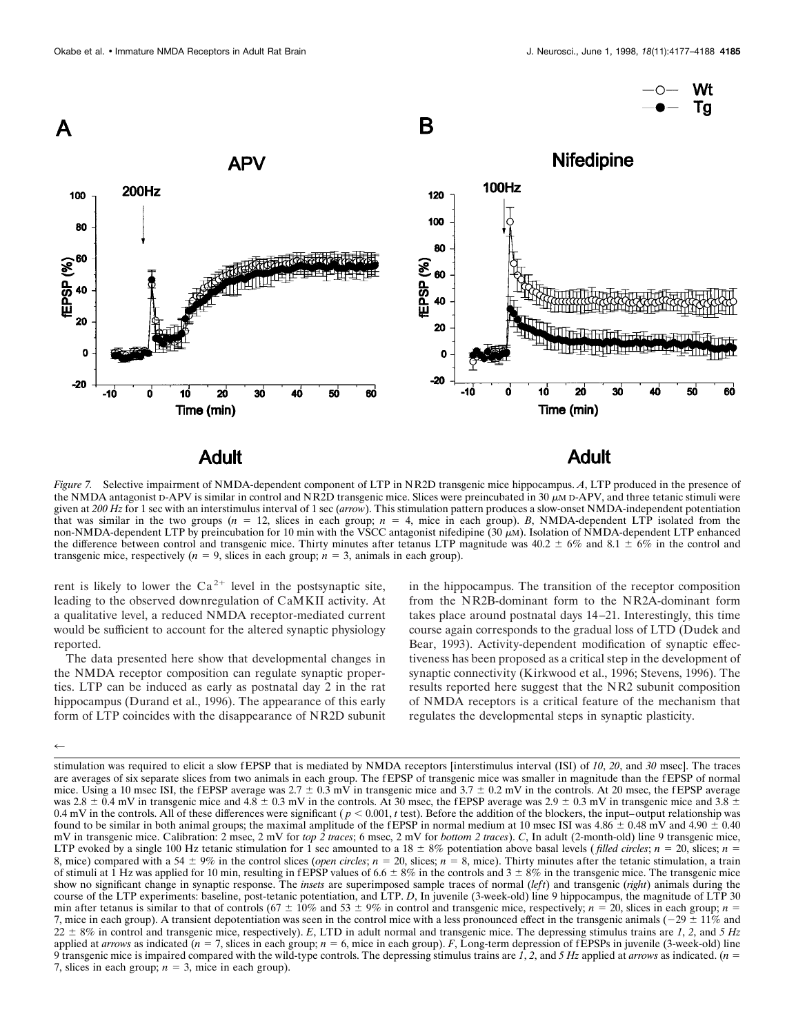*Figure 7.* Selective impairment of NMDA-dependent component of LTP in NR2D transgenic mice hippocampus. *A*, LTP produced in the presence of the NMDA antagonist D-APV is similar in control and NR2D transgenic mice. Slices were preincubated in 30 μM D-APV, and three tetanic stimuli were given at *200 Hz* for 1 sec with an interstimulus interval of 1 sec (*arrow*). This stimulation pattern produces a slow-onset NMDA-independent potentiation that was similar in the two groups ($n$ = 12, slices in each group; $n$ = 4, mice in each group). *B*, NMDA-dependent LTP isolated from the non-NMDA-dependent LTP by preincubation for 10 min with the VSCC antagonist nifedipine (30 μM). Isolation of NMDA-dependent LTP enhanced the difference between control and transgenic mice. Thirty minutes after tetanus LTP magnitude was 40.2 ± 6% and 8.1 ± 6% in the control and transgenic mice, respectively ($n$ = 9, slices in each group; $n$ = 3, animals in each group).

rent is likely to lower the $Ca^{2+}$ level in the postsynaptic site, leading to the observed downregulation of CaMKII activity. At a qualitative level, a reduced NMDA receptor-mediated current would be sufficient to account for the altered synaptic physiology reported.

The data presented here show that developmental changes in the NMDA receptor composition can regulate synaptic properties. LTP can be induced as early as postnatal day 2 in the rat hippocampus (Durand et al., 1996). The appearance of this early form of LTP coincides with the disappearance of NR2D subunit in the hippocampus. The transition of the receptor composition from the NR2B-dominant form to the NR2A-dominant form takes place around postnatal days 14–21. Interestingly, this time course again corresponds to the gradual loss of LTD (Dudek and Bear, 1993). Activity-dependent modification of synaptic effectiveness has been proposed as a critical step in the development of synaptic connectivity (Kirkwood et al., 1996; Stevens, 1996). The results reported here suggest that the NR2 subunit composition of NMDA receptors is a critical feature of the mechanism that regulates the developmental steps in synaptic plasticity.

←

stimulation was required to elicit a slow fEPSP that is mediated by NMDA receptors [interstimulus interval (ISI) of *10*, *20*, and *30* msec]. The traces are averages of six separate slices from two animals in each group. The fEPSP of transgenic mice was smaller in magnitude than the fEPSP of normal mice. Using a 10 msec ISI, the fEPSP average was 2.7 ± 0.3 mV in transgenic mice and 3.7 ± 0.2 mV in the controls. At 20 msec, the fEPSP average was 2.8 ± 0.4 mV in transgenic mice and 4.8 ± 0.3 mV in the controls. At 30 msec, the fEPSP average was 2.9 ± 0.3 mV in transgenic mice and 3.8 ± 0.4 mV in the controls. All of these differences were significant ($p < 0.001$, *t* test). Before the addition of the blockers, the input–output relationship was found to be similar in both animal groups; the maximal amplitude of the fEPSP in normal medium at 10 msec ISI was 4.86 ± 0.48 mV and 4.90 ± 0.40 mV in transgenic mice. Calibration: 2 msec, 2 mV for *top 2 traces*; 6 msec, 2 mV for *bottom 2 traces*). *C*, In adult (2-month-old) line 9 transgenic mice, LTP evoked by a single 100 Hz tetanic stimulation for 1 sec amounted to a 18 ± 8% potentiation above basal levels (*filled circles*; $n$ = 20, slices; $n$ = 8, mice) compared with a 54 ± 9% in the control slices (*open circles*; $n$ = 20, slices; $n$ = 8, mice). Thirty minutes after the tetanic stimulation, a train of stimuli at 1 Hz was applied for 10 min, resulting in fEPSP values of 6.6 ± 8% in the controls and 3 ± 8% in the transgenic mice. The transgenic mice show no significant change in synaptic response. The *insets* are superimposed sample traces of normal (*left*) and transgenic (*right*) animals during the course of the LTP experiments: baseline, post-tetanic potentiation, and LTP. *D*, In juvenile (3-week-old) line 9 hippocampus, the magnitude of LTP 30 min after tetanus is similar to that of controls (67 ± 10% and 53 ± 9% in control and transgenic mice, respectively; $n$ = 20, slices in each group; $n$ = 7, mice in each group). A transient depotentiation was seen in the control mice with a less pronounced effect in the transgenic animals (−29 ± 11% and 22 ± 8% in control and transgenic mice, respectively). *E*, LTD in adult normal and transgenic mice. The depressing stimulus trains are *1*, *2*, and *5 Hz* applied at *arrows* as indicated ($n$ = 7, slices in each group; $n$ = 6, mice in each group). *F*, Long-term depression of fEPSPs in juvenile (3-week-old) line 9 transgenic mice is impaired compared with the wild-type controls. The depressing stimulus trains are *1*, *2*, and *5 Hz* applied at *arrows* as indicated. ($n$ = 7, slices in each group; $n$ = 3, mice in each group).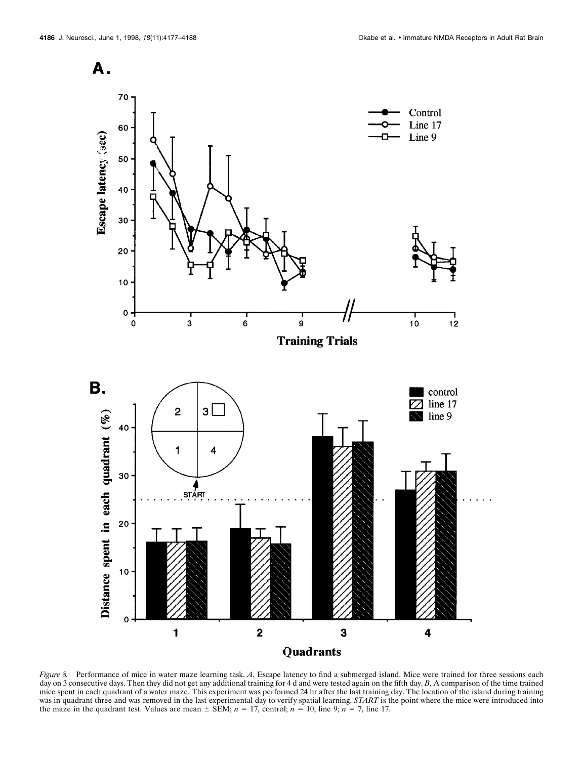*Figure 8.* Performance of mice in water maze learning task. *A*, Escape latency to find a submerged island. Mice were trained for three sessions each day on 3 consecutive days. Then they did not get any additional training for 4 d and were tested again on the fifth day. *B*, A comparison of the time trained mice spent in each quadrant of a water maze. This experiment was performed 24 hr after the last training day. The location of the island during training was in quadrant three and was removed in the last experimental day to verify spatial learning. *START* is the point where the mice were introduced into the maze in the quadrant test. Values are mean ± SEM; $n$ = 17, control; $n$ = 10, line 9; $n$ = 7, line 17.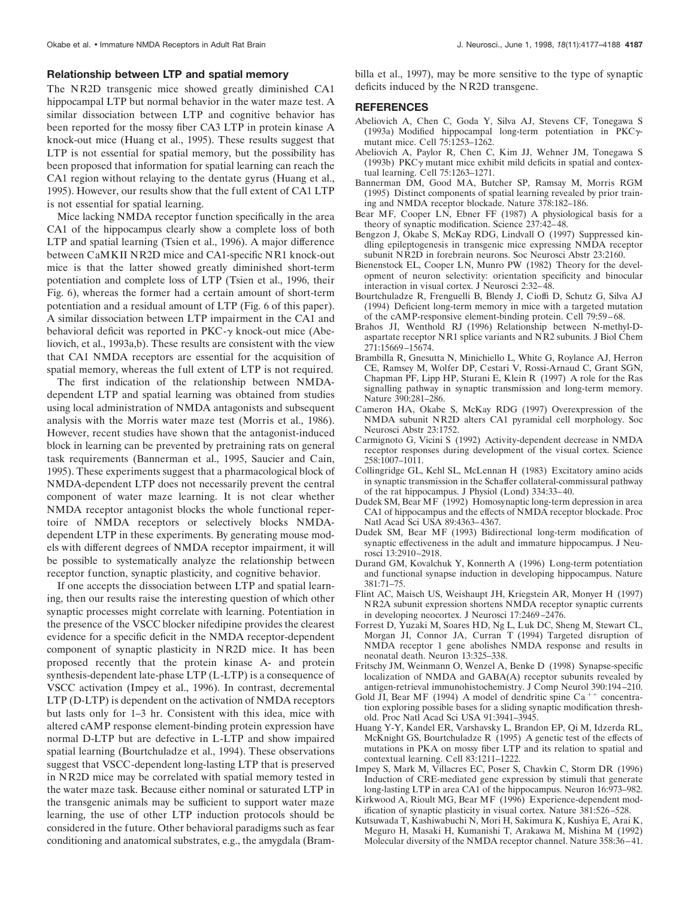### Relationship between LTP and spatial memory

The NR2D transgenic mice showed greatly diminished CA1 hippocampal LTP but normal behavior in the water maze test. A similar dissociation between LTP and cognitive behavior has been reported for the mossy fiber CA3 LTP in protein kinase A knock-out mice (Huang et al., 1995). These results suggest that LTP is not essential for spatial memory, but the possibility has been proposed that information for spatial learning can reach the CA1 region without relaying to the dentate gyrus (Huang et al., 1995). However, our results show that the full extent of CA1 LTP is not essential for spatial learning.

Mice lacking NMDA receptor function specifically in the area CA1 of the hippocampus clearly show a complete loss of both LTP and spatial learning (Tsien et al., 1996). A major difference between CaMKII NR2D mice and CA1-specific NR1 knock-out mice is that the latter showed greatly diminished short-term potentiation and complete loss of LTP (Tsien et al., 1996, their Fig. 6), whereas the former had a certain amount of short-term potentiation and a residual amount of LTP (Fig. 6 of this paper). A similar dissociation between LTP impairment in the CA1 and behavioral deficit was reported in PKC-γ knock-out mice (Abeliovich, et al., 1993a,b). These results are consistent with the view that CA1 NMDA receptors are essential for the acquisition of spatial memory, whereas the full extent of LTP is not required.

The first indication of the relationship between NMDA-dependent LTP and spatial learning was obtained from studies using local administration of NMDA antagonists and subsequent analysis with the Morris water maze test (Morris et al., 1986). However, recent studies have shown that the antagonist-induced block in learning can be prevented by pretraining rats on general task requirements (Bannerman et al., 1995, Saucier and Cain, 1995). These experiments suggest that a pharmacological block of NMDA-dependent LTP does not necessarily prevent the central component of water maze learning. It is not clear whether NMDA receptor antagonist blocks the whole functional repertoire of NMDA receptors or selectively blocks NMDA-dependent LTP in these experiments. By generating mouse models with different degrees of NMDA receptor impairment, it will be possible to systematically analyze the relationship between receptor function, synaptic plasticity, and cognitive behavior.

If one accepts the dissociation between LTP and spatial learning, then our results raise the interesting question of which other synaptic processes might correlate with learning. Potentiation in the presence of the VSCC blocker nifedipine provides the clearest evidence for a specific deficit in the NMDA receptor-dependent component of synaptic plasticity in NR2D mice. It has been proposed recently that the protein kinase A- and protein synthesis-dependent late-phase LTP (L-LTP) is a consequence of VSCC activation (Impey et al., 1996). In contrast, decremental LTP (D-LTP) is dependent on the activation of NMDA receptors but lasts only for 1–3 hr. Consistent with this idea, mice with altered cAMP response element-binding protein expression have normal D-LTP but are defective in L-LTP and show impaired spatial learning (Bourtchuladze et al., 1994). These observations suggest that VSCC-dependent long-lasting LTP that is preserved in NR2D mice may be correlated with spatial memory tested in the water maze task. Because either nominal or saturated LTP in the transgenic animals may be sufficient to support water maze learning, the use of other LTP induction protocols should be considered in the future. Other behavioral paradigms such as fear conditioning and anatomical substrates, e.g., the amygdala (Brambilla et al., 1997), may be more sensitive to the type of synaptic deficits induced by the NR2D transgene.

## REFERENCES

Abeliovich A, Chen C, Goda Y, Silva AJ, Stevens CF, Tonegawa S (1993a) Modified hippocampal long-term potentiation in PKCγ-mutant mice. Cell 75:1253–1262.

Abeliovich A, Paylor R, Chen C, Kim JJ, Wehner JM, Tonegawa S (1993b) PKCγ mutant mice exhibit mild deficits in spatial and contextual learning. Cell 75:1263–1271.

Bannerman DM, Good MA, Butcher SP, Ramsay M, Morris RGM (1995) Distinct components of spatial learning revealed by prior training and NMDA receptor blockade. Nature 378:182–186.

Bear MF, Cooper LN, Ebner FF (1987) A physiological basis for a theory of synaptic modification. Science 237:42–48.

Bengzon J, Okabe S, McKay RDG, Lindvall O (1997) Suppressed kindling epileptogenesis in transgenic mice expressing NMDA receptor subunit NR2D in forebrain neurons. Soc Neurosci Abstr 23:2160.

Bienenstock EL, Cooper LN, Munro PW (1982) Theory for the development of neuron selectivity: orientation specificity and binocular interaction in visual cortex. J Neurosci 2:32–48.

Bourtchuladze R, Frenguelli B, Blendy J, Cioffi D, Schutz G, Silva AJ (1994) Deficient long-term memory in mice with a targeted mutation of the cAMP-responsive element-binding protein. Cell 79:59–68.

Brahos JI, Wenthold RJ (1996) Relationship between N-methyl-D-aspartate receptor NR1 splice variants and NR2 subunits. J Biol Chem 271:15669–15674.

Brambilla R, Gnesutta N, Minichiello L, White G, Roylance AJ, Herron CE, Ramsey M, Wolfer DP, Cestari V, Rossi-Arnaud C, Grant SGN, Chapman PF, Lipp HP, Sturani E, Klein R (1997) A role for the Ras signalling pathway in synaptic transmission and long-term memory. Nature 390:281–286.

Cameron HA, Okabe S, McKay RDG (1997) Overexpression of the NMDA subunit NR2D alters CA1 pyramidal cell morphology. Soc Neurosci Abstr 23:1752.

Carmignoto G, Vicini S (1992) Activity-dependent decrease in NMDA receptor responses during development of the visual cortex. Science 258:1007–1011.

Collingridge GL, Kehl SL, McLennan H (1983) Excitatory amino acids in synaptic transmission in the Schaffer collateral-commissural pathway of the rat hippocampus. J Physiol (Lond) 334:33–40.

Dudek SM, Bear MF (1992) Homosynaptic long-term depression in area CA1 of hippocampus and the effects of NMDA receptor blockade. Proc Natl Acad Sci USA 89:4363–4367.

Dudek SM, Bear MF (1993) Bidirectional long-term modification of synaptic effectiveness in the adult and immature hippocampus. J Neurosci 13:2910–2918.

Durand GM, Kovalchuk Y, Konnerth A (1996) Long-term potentiation and functional synapse induction in developing hippocampus. Nature 381:71–75.

Flint AC, Maisch US, Weishaupt JH, Kriegstein AR, Monyer H (1997) NR2A subunit expression shortens NMDA receptor synaptic currents in developing neocortex. J Neurosci 17:2469–2476.

Forrest D, Yuzaki M, Soares HD, Ng L, Luk DC, Sheng M, Stewart CL, Morgan JI, Connor JA, Curran T (1994) Targeted disruption of NMDA receptor 1 gene abolishes NMDA response and results in neonatal death. Neuron 13:325–338.

Fritschy JM, Weinmann O, Wenzel A, Benke D (1998) Synapse-specific localization of NMDA and GABA(A) receptor subunits revealed by antigen-retrieval immunohistochemistry. J Comp Neurol 390:194–210.

Gold JI, Bear MF (1994) A model of dendritic spine $Ca^{++}$ concentration exploring possible bases for a sliding synaptic modification threshold. Proc Natl Acad Sci USA 91:3941–3945.

Huang Y-Y, Kandel ER, Varshavsky L, Brandon EP, Qi M, Idzerda RL, McKnight GS, Bourtchuladze R (1995) A genetic test of the effects of mutations in PKA on mossy fiber LTP and its relation to spatial and contextual learning. Cell 83:1211–1222.

Impey S, Mark M, Villacres EC, Poser S, Chavkin C, Storm DR (1996) Induction of CRE-mediated gene expression by stimuli that generate long-lasting LTP in area CA1 of the hippocampus. Neuron 16:973–982.

Kirkwood A, Rioult MG, Bear MF (1996) Experience-dependent modification of synaptic plasticity in visual cortex. Nature 381:526–528.

Kutsuwada T, Kashiwabuchi N, Mori H, Sakimura K, Kushiya E, Arai K, Meguro H, Masaki H, Kumanishi T, Arakawa M, Mishina M (1992) Molecular diversity of the NMDA receptor channel. Nature 358:36–41.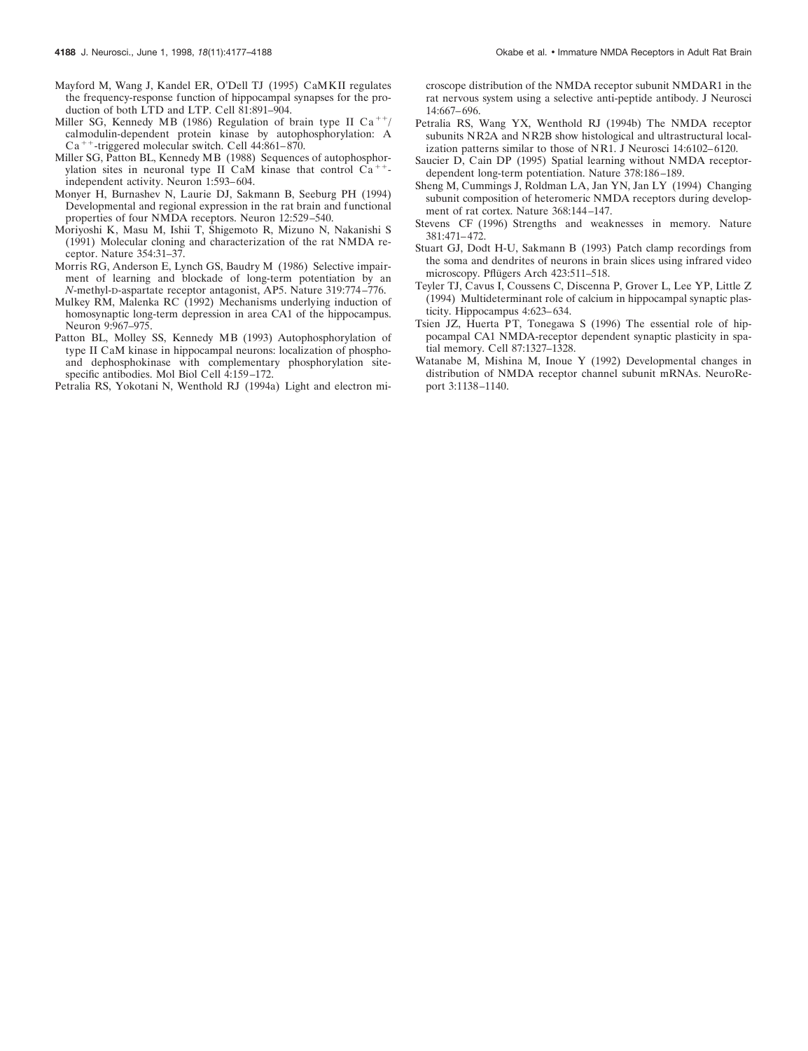Mayford M, Wang J, Kandel ER, O'Dell TJ (1995) CaMKII regulates the frequency-response function of hippocampal synapses for the production of both LTD and LTP. Cell 81:891–904.

Miller SG, Kennedy MB (1986) Regulation of brain type II $Ca^{++}$/calmodulin-dependent protein kinase by autophosphorylation: A $Ca^{++}$-triggered molecular switch. Cell 44:861–870.

Miller SG, Patton BL, Kennedy MB (1988) Sequences of autophosphorylation sites in neuronal type II CaM kinase that control $Ca^{++}$-independent activity. Neuron 1:593–604.

Monyer H, Burnashev N, Laurie DJ, Sakmann B, Seeburg PH (1994) Developmental and regional expression in the rat brain and functional properties of four NMDA receptors. Neuron 12:529–540.

Moriyoshi K, Masu M, Ishii T, Shigemoto R, Mizuno N, Nakanishi S (1991) Molecular cloning and characterization of the rat NMDA receptor. Nature 354:31–37.

Morris RG, Anderson E, Lynch GS, Baudry M (1986) Selective impairment of learning and blockade of long-term potentiation by an *N*-methyl-D-aspartate receptor antagonist, AP5. Nature 319:774–776.

Mulkey RM, Malenka RC (1992) Mechanisms underlying induction of homosynaptic long-term depression in area CA1 of the hippocampus. Neuron 9:967–975.

Patton BL, Molley SS, Kennedy MB (1993) Autophosphorylation of type II CaM kinase in hippocampal neurons: localization of phospho- and dephosphokinase with complementary phosphorylation site-specific antibodies. Mol Biol Cell 4:159–172.

Petralia RS, Yokotani N, Wenthold RJ (1994a) Light and electron microscope distribution of the NMDA receptor subunit NMDAR1 in the rat nervous system using a selective anti-peptide antibody. J Neurosci 14:667–696.

Petralia RS, Wang YX, Wenthold RJ (1994b) The NMDA receptor subunits NR2A and NR2B show histological and ultrastructural localization patterns similar to those of NR1. J Neurosci 14:6102–6120.

Saucier D, Cain DP (1995) Spatial learning without NMDA receptor-dependent long-term potentiation. Nature 378:186–189.

Sheng M, Cummings J, Roldman LA, Jan YN, Jan LY (1994) Changing subunit composition of heteromeric NMDA receptors during development of rat cortex. Nature 368:144–147.

Stevens CF (1996) Strengths and weaknesses in memory. Nature 381:471–472.

Stuart GJ, Dodt H-U, Sakmann B (1993) Patch clamp recordings from the soma and dendrites of neurons in brain slices using infrared video microscopy. Pflügers Arch 423:511–518.

Teyler TJ, Cavus I, Coussens C, Discenna P, Grover L, Lee YP, Little Z (1994) Multideterminant role of calcium in hippocampal synaptic plasticity. Hippocampus 4:623–634.

Tsien JZ, Huerta PT, Tonegawa S (1996) The essential role of hippocampal CA1 NMDA-receptor dependent synaptic plasticity in spatial memory. Cell 87:1327–1328.

Watanabe M, Mishina M, Inoue Y (1992) Developmental changes in distribution of NMDA receptor channel subunit mRNAs. NeuroReport 3:1138–1140.